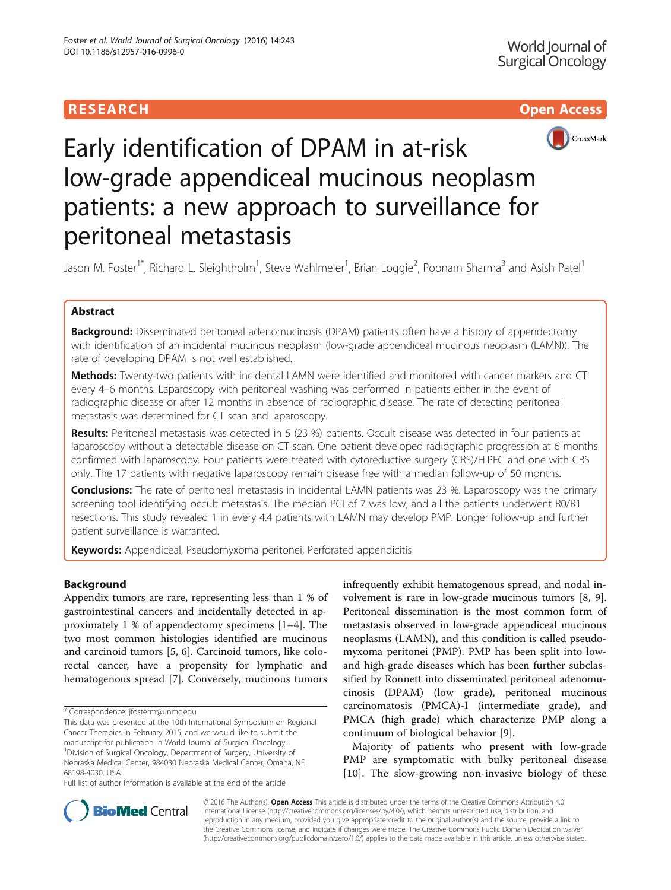RESEARCH Open Access

# Early identification of DPAM in at-risk low-grade appendiceal mucinous neoplasm patients: a new approach to surveillance for peritoneal metastasis

Jason M. Foster[1*], Richard L. Sleightholm[1], Steve Wahlmeier[1], Brian Loggie[2], Poonam Sharma[3] and Asish Patel[1]

## Abstract

**Background:** Disseminated peritoneal adenomucinosis (DPAM) patients often have a history of appendectomy with identification of an incidental mucinous neoplasm (low-grade appendiceal mucinous neoplasm (LAMN)). The rate of developing DPAM is not well established.

**Methods:** Twenty-two patients with incidental LAMN were identified and monitored with cancer markers and CT every 4–6 months. Laparoscopy with peritoneal washing was performed in patients either in the event of radiographic disease or after 12 months in absence of radiographic disease. The rate of detecting peritoneal metastasis was determined for CT scan and laparoscopy.

**Results:** Peritoneal metastasis was detected in 5 (23 %) patients. Occult disease was detected in four patients at laparoscopy without a detectable disease on CT scan. One patient developed radiographic progression at 6 months confirmed with laparoscopy. Four patients were treated with cytoreductive surgery (CRS)/HIPEC and one with CRS only. The 17 patients with negative laparoscopy remain disease free with a median follow-up of 50 months.

**Conclusions:** The rate of peritoneal metastasis in incidental LAMN patients was 23 %. Laparoscopy was the primary screening tool identifying occult metastasis. The median PCI of 7 was low, and all the patients underwent R0/R1 resections. This study revealed 1 in every 4.4 patients with LAMN may develop PMP. Longer follow-up and further patient surveillance is warranted.

**Keywords:** Appendiceal, Pseudomyxoma peritonei, Perforated appendicitis

## Background

Appendix tumors are rare, representing less than 1 % of gastrointestinal cancers and incidentally detected in approximately 1 % of appendectomy specimens [1–4]. The two most common histologies identified are mucinous and carcinoid tumors [5, 6]. Carcinoid tumors, like colorectal cancer, have a propensity for lymphatic and hematogenous spread [7]. Conversely, mucinous tumors infrequently exhibit hematogenous spread, and nodal involvement is rare in low-grade mucinous tumors [8, 9]. Peritoneal dissemination is the most common form of metastasis observed in low-grade appendiceal mucinous neoplasms (LAMN), and this condition is called pseudomyxoma peritonei (PMP). PMP has been split into low- and high-grade diseases which has been further subclassified by Ronnett into disseminated peritoneal adenomucinosis (DPAM) (low grade), peritoneal mucinous carcinomatosis (PMCA)-I (intermediate grade), and PMCA (high grade) which characterize PMP along a continuum of biological behavior [9].

Majority of patients who present with low-grade PMP are symptomatic with bulky peritoneal disease [10]. The slow-growing non-invasive biology of these

\* Correspondence: jfosterm@unmc.edu

This data was presented at the 10th International Symposium on Regional Cancer Therapies in February 2015, and we would like to submit the manuscript for publication in World Journal of Surgical Oncology.

[1]Division of Surgical Oncology, Department of Surgery, University of Nebraska Medical Center, 984030 Nebraska Medical Center, Omaha, NE 68198-4030, USA

Full list of author information is available at the end of the article

© 2016 The Author(s). **Open Access** This article is distributed under the terms of the Creative Commons Attribution 4.0 International License (http://creativecommons.org/licenses/by/4.0/), which permits unrestricted use, distribution, and reproduction in any medium, provided you give appropriate credit to the original author(s) and the source, provide a link to the Creative Commons license, and indicate if changes were made. The Creative Commons Public Domain Dedication waiver (http://creativecommons.org/publicdomain/zero/1.0/) applies to the data made available in this article, unless otherwise stated.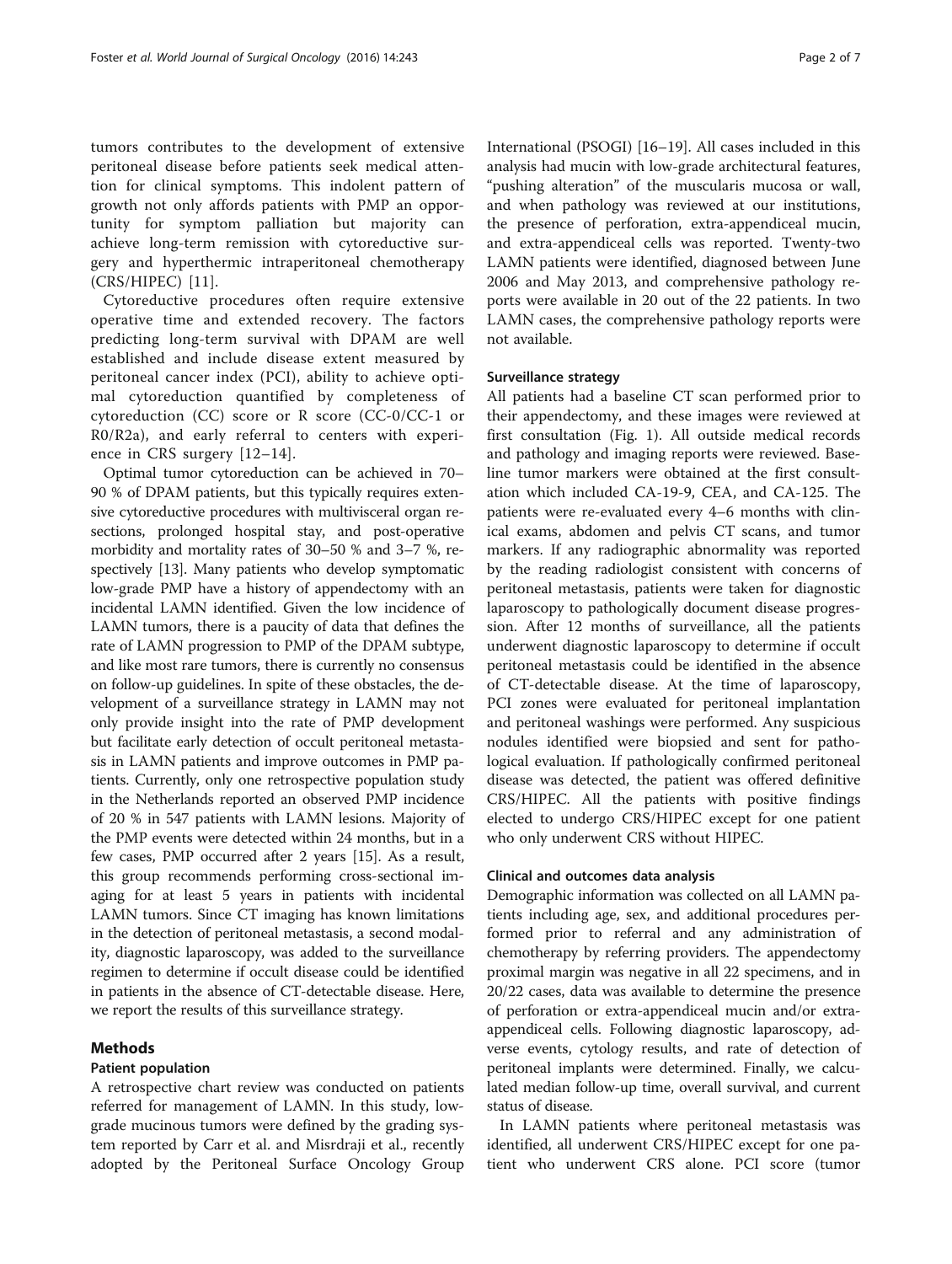tumors contributes to the development of extensive peritoneal disease before patients seek medical attention for clinical symptoms. This indolent pattern of growth not only affords patients with PMP an opportunity for symptom palliation but majority can achieve long-term remission with cytoreductive surgery and hyperthermic intraperitoneal chemotherapy (CRS/HIPEC) [11].

Cytoreductive procedures often require extensive operative time and extended recovery. The factors predicting long-term survival with DPAM are well established and include disease extent measured by peritoneal cancer index (PCI), ability to achieve optimal cytoreduction quantified by completeness of cytoreduction (CC) score or R score (CC-0/CC-1 or R0/R2a), and early referral to centers with experience in CRS surgery [12–14].

Optimal tumor cytoreduction can be achieved in 70–90 % of DPAM patients, but this typically requires extensive cytoreductive procedures with multivisceral organ resections, prolonged hospital stay, and post-operative morbidity and mortality rates of 30–50 % and 3–7 %, respectively [13]. Many patients who develop symptomatic low-grade PMP have a history of appendectomy with an incidental LAMN identified. Given the low incidence of LAMN tumors, there is a paucity of data that defines the rate of LAMN progression to PMP of the DPAM subtype, and like most rare tumors, there is currently no consensus on follow-up guidelines. In spite of these obstacles, the development of a surveillance strategy in LAMN may not only provide insight into the rate of PMP development but facilitate early detection of occult peritoneal metastasis in LAMN patients and improve outcomes in PMP patients. Currently, only one retrospective population study in the Netherlands reported an observed PMP incidence of 20 % in 547 patients with LAMN lesions. Majority of the PMP events were detected within 24 months, but in a few cases, PMP occurred after 2 years [15]. As a result, this group recommends performing cross-sectional imaging for at least 5 years in patients with incidental LAMN tumors. Since CT imaging has known limitations in the detection of peritoneal metastasis, a second modality, diagnostic laparoscopy, was added to the surveillance regimen to determine if occult disease could be identified in patients in the absence of CT-detectable disease. Here, we report the results of this surveillance strategy.

## Methods

### Patient population

A retrospective chart review was conducted on patients referred for management of LAMN. In this study, low-grade mucinous tumors were defined by the grading system reported by Carr et al. and Misrdraji et al., recently adopted by the Peritoneal Surface Oncology Group International (PSOGI) [16–19]. All cases included in this analysis had mucin with low-grade architectural features, "pushing alteration" of the muscularis mucosa or wall, and when pathology was reviewed at our institutions, the presence of perforation, extra-appendiceal mucin, and extra-appendiceal cells was reported. Twenty-two LAMN patients were identified, diagnosed between June 2006 and May 2013, and comprehensive pathology reports were available in 20 out of the 22 patients. In two LAMN cases, the comprehensive pathology reports were not available.

### Surveillance strategy

All patients had a baseline CT scan performed prior to their appendectomy, and these images were reviewed at first consultation (Fig. 1). All outside medical records and pathology and imaging reports were reviewed. Baseline tumor markers were obtained at the first consultation which included CA-19-9, CEA, and CA-125. The patients were re-evaluated every 4–6 months with clinical exams, abdomen and pelvis CT scans, and tumor markers. If any radiographic abnormality was reported by the reading radiologist consistent with concerns of peritoneal metastasis, patients were taken for diagnostic laparoscopy to pathologically document disease progression. After 12 months of surveillance, all the patients underwent diagnostic laparoscopy to determine if occult peritoneal metastasis could be identified in the absence of CT-detectable disease. At the time of laparoscopy, PCI zones were evaluated for peritoneal implantation and peritoneal washings were performed. Any suspicious nodules identified were biopsied and sent for pathological evaluation. If pathologically confirmed peritoneal disease was detected, the patient was offered definitive CRS/HIPEC. All the patients with positive findings elected to undergo CRS/HIPEC except for one patient who only underwent CRS without HIPEC.

### Clinical and outcomes data analysis

Demographic information was collected on all LAMN patients including age, sex, and additional procedures performed prior to referral and any administration of chemotherapy by referring providers. The appendectomy proximal margin was negative in all 22 specimens, and in 20/22 cases, data was available to determine the presence of perforation or extra-appendiceal mucin and/or extra-appendiceal cells. Following diagnostic laparoscopy, adverse events, cytology results, and rate of detection of peritoneal implants were determined. Finally, we calculated median follow-up time, overall survival, and current status of disease.

In LAMN patients where peritoneal metastasis was identified, all underwent CRS/HIPEC except for one patient who underwent CRS alone. PCI score (tumor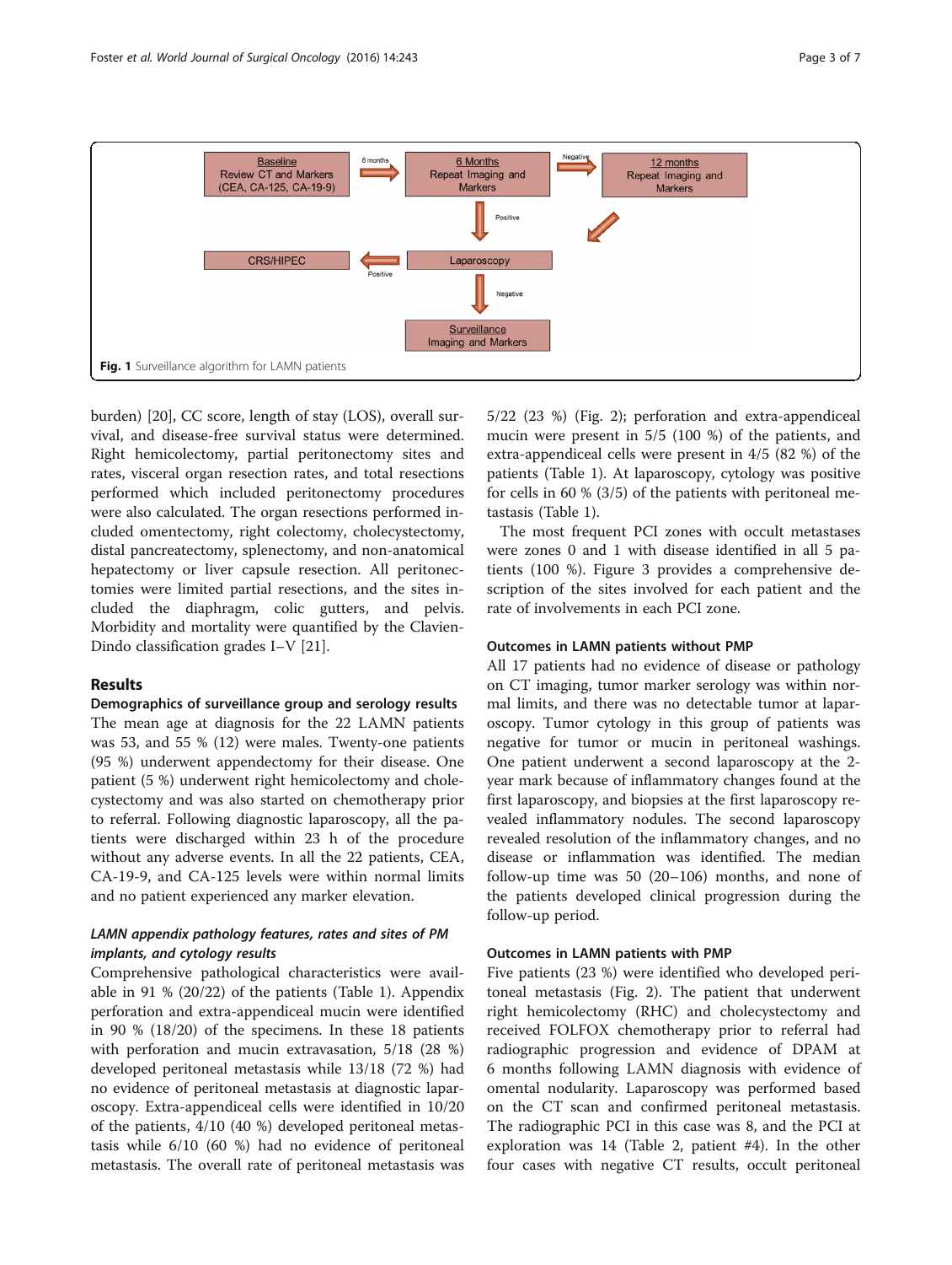Fig. 1 Surveillance algorithm for LAMN patients

burden) [20], CC score, length of stay (LOS), overall survival, and disease-free survival status were determined. Right hemicolectomy, partial peritonectomy sites and rates, visceral organ resection rates, and total resections performed which included peritonectomy procedures were also calculated. The organ resections performed included omentectomy, right colectomy, cholecystectomy, distal pancreatectomy, splenectomy, and non-anatomical hepatectomy or liver capsule resection. All peritonectomies were limited partial resections, and the sites included the diaphragm, colic gutters, and pelvis. Morbidity and mortality were quantified by the Clavien-Dindo classification grades I–V [21].

## Results

### Demographics of surveillance group and serology results

The mean age at diagnosis for the 22 LAMN patients was 53, and 55 % (12) were males. Twenty-one patients (95 %) underwent appendectomy for their disease. One patient (5 %) underwent right hemicolectomy and cholecystectomy and was also started on chemotherapy prior to referral. Following diagnostic laparoscopy, all the patients were discharged within 23 h of the procedure without any adverse events. In all the 22 patients, CEA, CA-19-9, and CA-125 levels were within normal limits and no patient experienced any marker elevation.

### *LAMN appendix pathology features, rates and sites of PM implants, and cytology results*

Comprehensive pathological characteristics were available in 91 % (20/22) of the patients (Table 1). Appendix perforation and extra-appendiceal mucin were identified in 90 % (18/20) of the specimens. In these 18 patients with perforation and mucin extravasation, 5/18 (28 %) developed peritoneal metastasis while 13/18 (72 %) had no evidence of peritoneal metastasis at diagnostic laparoscopy. Extra-appendiceal cells were identified in 10/20 of the patients, 4/10 (40 %) developed peritoneal metastasis while 6/10 (60 %) had no evidence of peritoneal metastasis. The overall rate of peritoneal metastasis was 5/22 (23 %) (Fig. 2); perforation and extra-appendiceal mucin were present in 5/5 (100 %) of the patients, and extra-appendiceal cells were present in 4/5 (82 %) of the patients (Table 1). At laparoscopy, cytology was positive for cells in 60 % (3/5) of the patients with peritoneal metastasis (Table 1).

The most frequent PCI zones with occult metastases were zones 0 and 1 with disease identified in all 5 patients (100 %). Figure 3 provides a comprehensive description of the sites involved for each patient and the rate of involvements in each PCI zone.

### Outcomes in LAMN patients without PMP

All 17 patients had no evidence of disease or pathology on CT imaging, tumor marker serology was within normal limits, and there was no detectable tumor at laparoscopy. Tumor cytology in this group of patients was negative for tumor or mucin in peritoneal washings. One patient underwent a second laparoscopy at the 2-year mark because of inflammatory changes found at the first laparoscopy, and biopsies at the first laparoscopy revealed inflammatory nodules. The second laparoscopy revealed resolution of the inflammatory changes, and no disease or inflammation was identified. The median follow-up time was 50 (20–106) months, and none of the patients developed clinical progression during the follow-up period.

### Outcomes in LAMN patients with PMP

Five patients (23 %) were identified who developed peritoneal metastasis (Fig. 2). The patient that underwent right hemicolectomy (RHC) and cholecystectomy and received FOLFOX chemotherapy prior to referral had radiographic progression and evidence of DPAM at 6 months following LAMN diagnosis with evidence of omental nodularity. Laparoscopy was performed based on the CT scan and confirmed peritoneal metastasis. The radiographic PCI in this case was 8, and the PCI at exploration was 14 (Table 2, patient #4). In the other four cases with negative CT results, occult peritoneal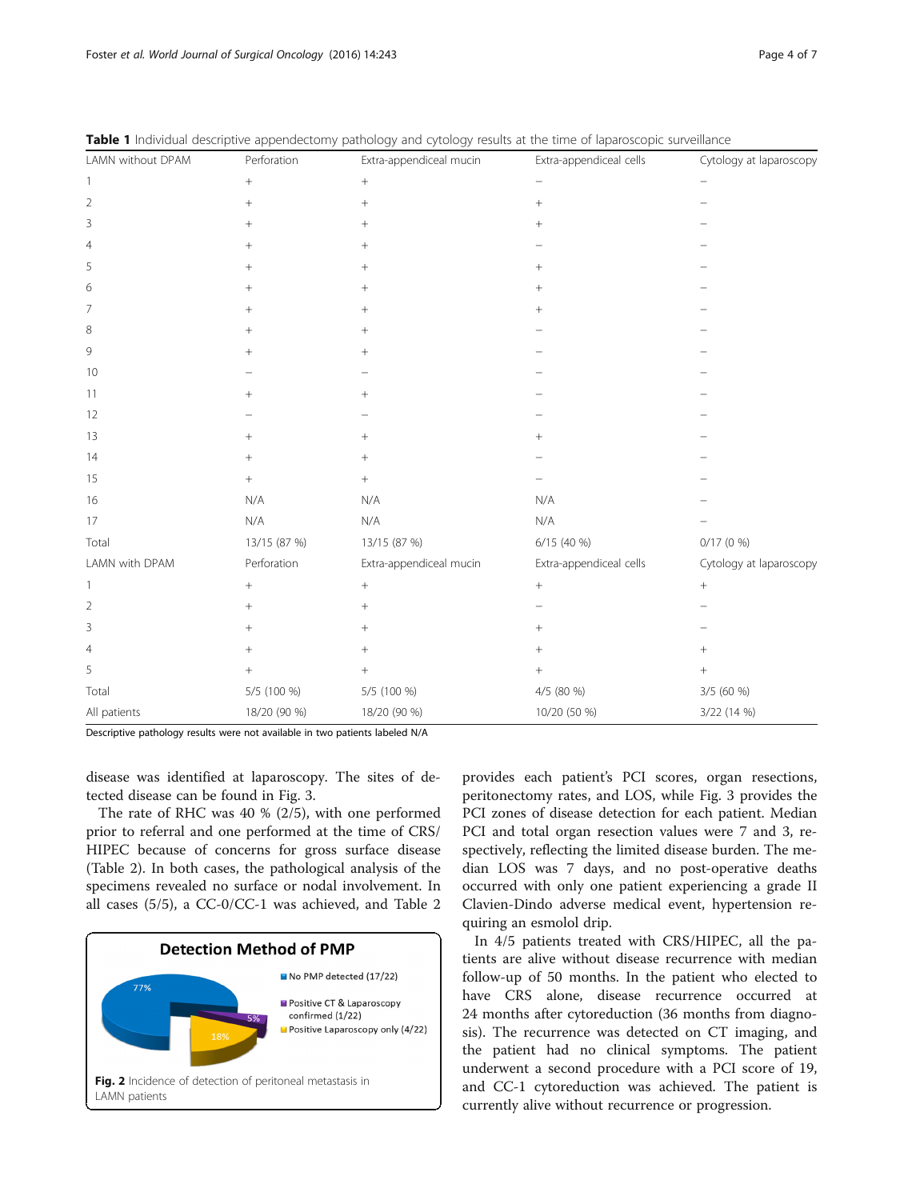**Table 1** Individual descriptive appendectomy pathology and cytology results at the time of laparoscopic surveillance

| LAMN without DPAM | Perforation | Extra-appendiceal mucin | Extra-appendiceal cells | Cytology at laparoscopy |
|---|---|---|---|---|
| 1 | + | + | − | − |
| 2 | + | + | + | − |
| 3 | + | + | + | − |
| 4 | + | + | − | − |
| 5 | + | + | + | − |
| 6 | + | + | + | − |
| 7 | + | + | + | − |
| 8 | + | + | − | − |
| 9 | + | + | − | − |
| 10 | − | − | − | − |
| 11 | + | + | − | − |
| 12 | − | − | − | − |
| 13 | + | + | + | − |
| 14 | + | + | − | − |
| 15 | + | + | − | − |
| 16 | N/A | N/A | N/A | − |
| 17 | N/A | N/A | N/A | − |
| Total | 13/15 (87 %) | 13/15 (87 %) | 6/15 (40 %) | 0/17 (0 %) |
| LAMN with DPAM | Perforation | Extra-appendiceal mucin | Extra-appendiceal cells | Cytology at laparoscopy |
| 1 | + | + | + | + |
| 2 | + | + | − | − |
| 3 | + | + | + | − |
| 4 | + | + | + | + |
| 5 | + | + | + | + |
| Total | 5/5 (100 %) | 5/5 (100 %) | 4/5 (80 %) | 3/5 (60 %) |
| All patients | 18/20 (90 %) | 18/20 (90 %) | 10/20 (50 %) | 3/22 (14 %) |

Descriptive pathology results were not available in two patients labeled N/A

disease was identified at laparoscopy. The sites of detected disease can be found in Fig. 3.

The rate of RHC was 40 % (2/5), with one performed prior to referral and one performed at the time of CRS/HIPEC because of concerns for gross surface disease (Table 2). In both cases, the pathological analysis of the specimens revealed no surface or nodal involvement. In all cases (5/5), a CC-0/CC-1 was achieved, and Table 2 provides each patient's PCI scores, organ resections, peritonectomy rates, and LOS, while Fig. 3 provides the PCI zones of disease detection for each patient. Median PCI and total organ resection values were 7 and 3, respectively, reflecting the limited disease burden. The median LOS was 7 days, and no post-operative deaths occurred with only one patient experiencing a grade II Clavien-Dindo adverse medical event, hypertension requiring an esmolol drip.

**Detection Method of PMP**

- No PMP detected (17/22) — 77%
- Positive CT & Laparoscopy confirmed (1/22) — 5%
- Positive Laparoscopy only (4/22) — 18%

**Fig. 2** Incidence of detection of peritoneal metastasis in LAMN patients

In 4/5 patients treated with CRS/HIPEC, all the patients are alive without disease recurrence with median follow-up of 50 months. In the patient who elected to have CRS alone, disease recurrence occurred at 24 months after cytoreduction (36 months from diagnosis). The recurrence was detected on CT imaging, and the patient had no clinical symptoms. The patient underwent a second procedure with a PCI score of 19, and CC-1 cytoreduction was achieved. The patient is currently alive without recurrence or progression.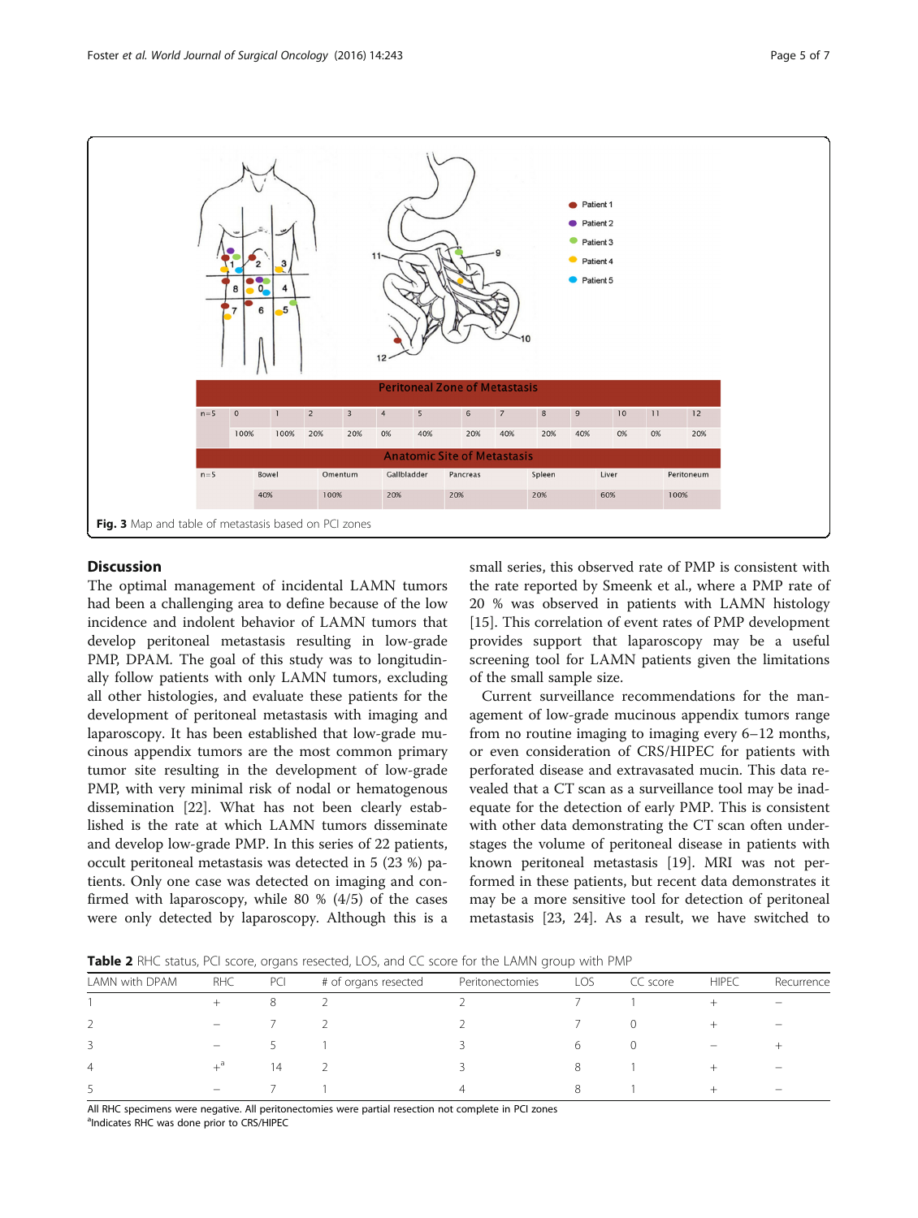| | | | | | | | | | | | | |
|---|---|---|---|---|---|---|---|---|---|---|---|---|
| **Peritoneal Zone of Metastasis** | | | | | | | | | | | | | |
| n=5 | 0 | 1 | 2 | 3 | 4 | 5 | 6 | 7 | 8 | 9 | 10 | 11 | 12 |
| | 100% | 100% | 20% | 20% | 0% | 40% | 20% | 40% | 20% | 40% | 0% | 0% | 20% |

| | | | | | | | |
|---|---|---|---|---|---|---|---|
| **Anatomic Site of Metastasis** | | | | | | | |
| n=5 | Bowel | Omentum | Gallbladder | Pancreas | Spleen | Liver | Peritoneum |
| | 40% | 100% | 20% | 20% | 20% | 60% | 100% |

**Fig. 3** Map and table of metastasis based on PCI zones

## Discussion

The optimal management of incidental LAMN tumors had been a challenging area to define because of the low incidence and indolent behavior of LAMN tumors that develop peritoneal metastasis resulting in low-grade PMP, DPAM. The goal of this study was to longitudinally follow patients with only LAMN tumors, excluding all other histologies, and evaluate these patients for the development of peritoneal metastasis with imaging and laparoscopy. It has been established that low-grade mucinous appendix tumors are the most common primary tumor site resulting in the development of low-grade PMP, with very minimal risk of nodal or hematogenous dissemination [22]. What has not been clearly established is the rate at which LAMN tumors disseminate and develop low-grade PMP. In this series of 22 patients, occult peritoneal metastasis was detected in 5 (23 %) patients. Only one case was detected on imaging and confirmed with laparoscopy, while 80 % (4/5) of the cases were only detected by laparoscopy. Although this is a small series, this observed rate of PMP is consistent with the rate reported by Smeenk et al., where a PMP rate of 20 % was observed in patients with LAMN histology [15]. This correlation of event rates of PMP development provides support that laparoscopy may be a useful screening tool for LAMN patients given the limitations of the small sample size.

Current surveillance recommendations for the management of low-grade mucinous appendix tumors range from no routine imaging to imaging every 6–12 months, or even consideration of CRS/HIPEC for patients with perforated disease and extravasated mucin. This data revealed that a CT scan as a surveillance tool may be inadequate for the detection of early PMP. This is consistent with other data demonstrating the CT scan often understages the volume of peritoneal disease in patients with known peritoneal metastasis [19]. MRI was not performed in these patients, but recent data demonstrates it may be a more sensitive tool for detection of peritoneal metastasis [23, 24]. As a result, we have switched to

**Table 2** RHC status, PCI score, organs resected, LOS, and CC score for the LAMN group with PMP

| LAMN with DPAM | RHC | PCI | # of organs resected | Peritonectomies | LOS | CC score | HIPEC | Recurrence |
|---|---|---|---|---|---|---|---|---|
| 1 | + | 8 | 2 | 2 | 7 | 1 | + | − |
| 2 | − | 7 | 2 | 2 | 7 | 0 | + | − |
| 3 | − | 5 | 1 | 3 | 6 | 0 | − | + |
| 4 | +[a] | 14 | 2 | 3 | 8 | 1 | + | − |
| 5 | − | 7 | 1 | 4 | 8 | 1 | + | − |

All RHC specimens were negative. All peritonectomies were partial resection not complete in PCI zones
[a]Indicates RHC was done prior to CRS/HIPEC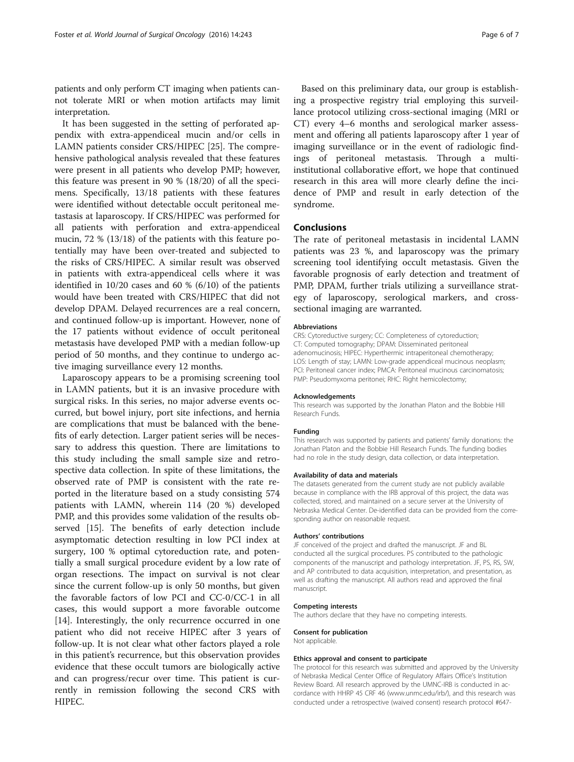patients and only perform CT imaging when patients cannot tolerate MRI or when motion artifacts may limit interpretation.

It has been suggested in the setting of perforated appendix with extra-appendiceal mucin and/or cells in LAMN patients consider CRS/HIPEC [25]. The comprehensive pathological analysis revealed that these features were present in all patients who develop PMP; however, this feature was present in 90 % (18/20) of all the specimens. Specifically, 13/18 patients with these features were identified without detectable occult peritoneal metastasis at laparoscopy. If CRS/HIPEC was performed for all patients with perforation and extra-appendiceal mucin, 72 % (13/18) of the patients with this feature potentially may have been over-treated and subjected to the risks of CRS/HIPEC. A similar result was observed in patients with extra-appendiceal cells where it was identified in 10/20 cases and 60 % (6/10) of the patients would have been treated with CRS/HIPEC that did not develop DPAM. Delayed recurrences are a real concern, and continued follow-up is important. However, none of the 17 patients without evidence of occult peritoneal metastasis have developed PMP with a median follow-up period of 50 months, and they continue to undergo active imaging surveillance every 12 months.

Laparoscopy appears to be a promising screening tool in LAMN patients, but it is an invasive procedure with surgical risks. In this series, no major adverse events occurred, but bowel injury, port site infections, and hernia are complications that must be balanced with the benefits of early detection. Larger patient series will be necessary to address this question. There are limitations to this study including the small sample size and retrospective data collection. In spite of these limitations, the observed rate of PMP is consistent with the rate reported in the literature based on a study consisting 574 patients with LAMN, wherein 114 (20 %) developed PMP, and this provides some validation of the results observed [15]. The benefits of early detection include asymptomatic detection resulting in low PCI index at surgery, 100 % optimal cytoreduction rate, and potentially a small surgical procedure evident by a low rate of organ resections. The impact on survival is not clear since the current follow-up is only 50 months, but given the favorable factors of low PCI and CC-0/CC-1 in all cases, this would support a more favorable outcome [14]. Interestingly, the only recurrence occurred in one patient who did not receive HIPEC after 3 years of follow-up. It is not clear what other factors played a role in this patient's recurrence, but this observation provides evidence that these occult tumors are biologically active and can progress/recur over time. This patient is currently in remission following the second CRS with HIPEC.

Based on this preliminary data, our group is establishing a prospective registry trial employing this surveillance protocol utilizing cross-sectional imaging (MRI or CT) every 4–6 months and serological marker assessment and offering all patients laparoscopy after 1 year of imaging surveillance or in the event of radiologic findings of peritoneal metastasis. Through a multi-institutional collaborative effort, we hope that continued research in this area will more clearly define the incidence of PMP and result in early detection of the syndrome.

## Conclusions

The rate of peritoneal metastasis in incidental LAMN patients was 23 %, and laparoscopy was the primary screening tool identifying occult metastasis. Given the favorable prognosis of early detection and treatment of PMP, DPAM, further trials utilizing a surveillance strategy of laparoscopy, serological markers, and cross-sectional imaging are warranted.

#### Abbreviations

CRS: Cytoreductive surgery; CC: Completeness of cytoreduction; CT: Computed tomography; DPAM: Disseminated peritoneal adenomucinosis; HIPEC: Hyperthermic intraperitoneal chemotherapy; LOS: Length of stay; LAMN: Low-grade appendiceal mucinous neoplasm; PCI: Peritoneal cancer index; PMCA: Peritoneal mucinous carcinomatosis; PMP: Pseudomyxoma peritonei; RHC: Right hemicolectomy;

#### Acknowledgements

This research was supported by the Jonathan Platon and the Bobbie Hill Research Funds.

#### Funding

This research was supported by patients and patients' family donations: the Jonathan Platon and the Bobbie Hill Research Funds. The funding bodies had no role in the study design, data collection, or data interpretation.

#### Availability of data and materials

The datasets generated from the current study are not publicly available because in compliance with the IRB approval of this project, the data was collected, stored, and maintained on a secure server at the University of Nebraska Medical Center. De-identified data can be provided from the corresponding author on reasonable request.

#### Authors' contributions

JF conceived of the project and drafted the manuscript. JF and BL conducted all the surgical procedures. PS contributed to the pathologic components of the manuscript and pathology interpretation. JF, PS, RS, SW, and AP contributed to data acquisition, interpretation, and presentation, as well as drafting the manuscript. All authors read and approved the final manuscript.

#### Competing interests

The authors declare that they have no competing interests.

#### Consent for publication

Not applicable.

#### Ethics approval and consent to participate

The protocol for this research was submitted and approved by the University of Nebraska Medical Center Office of Regulatory Affairs Office's Institution Review Board. All research approved by the UMNC-IRB is conducted in accordance with HHRP 45 CRF 46 (www.unmc.edu/irb/), and this research was conducted under a retrospective (waived consent) research protocol #647-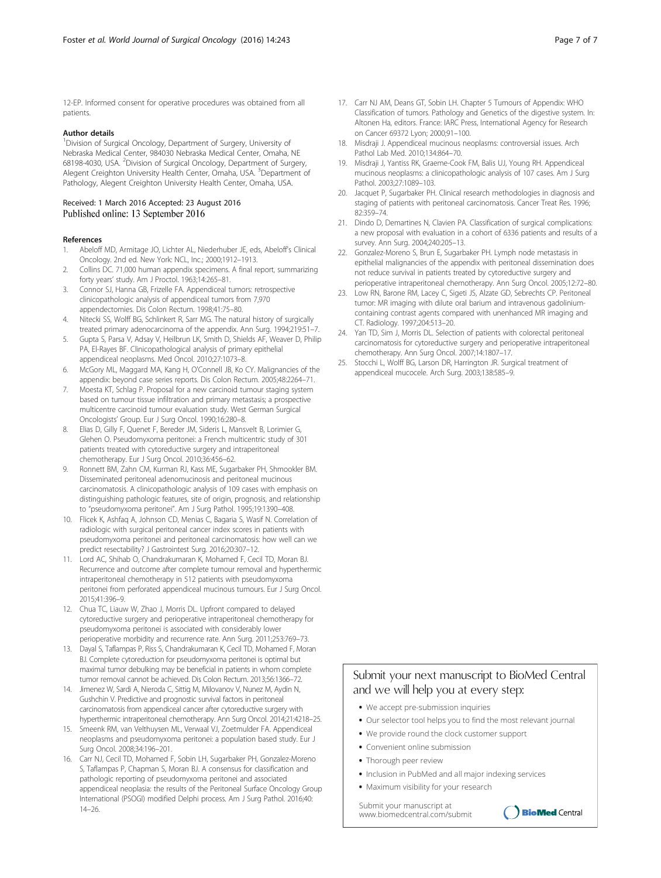12-EP. Informed consent for operative procedures was obtained from all patients.

#### Author details

[1]Division of Surgical Oncology, Department of Surgery, University of Nebraska Medical Center, 984030 Nebraska Medical Center, Omaha, NE 68198-4030, USA. [2]Division of Surgical Oncology, Department of Surgery, Alegent Creighton University Health Center, Omaha, USA. [3]Department of Pathology, Alegent Creighton University Health Center, Omaha, USA.

Received: 1 March 2016 Accepted: 23 August 2016
Published online: 13 September 2016

#### References

1. Abeloff MD, Armitage JO, Lichter AL, Niederhuber JE, eds, Abeloff's Clinical Oncology. 2nd ed. New York: NCL, Inc.; 2000;1912–1913.
2. Collins DC. 71,000 human appendix specimens. A final report, summarizing forty years' study. Am J Proctol. 1963;14:265–81.
3. Connor SJ, Hanna GB, Frizelle FA. Appendiceal tumors: retrospective clinicopathologic analysis of appendiceal tumors from 7,970 appendectomies. Dis Colon Rectum. 1998;41:75–80.
4. Nitecki SS, Wolff BG, Schlinkert R, Sarr MG. The natural history of surgically treated primary adenocarcinoma of the appendix. Ann Surg. 1994;219:51–7.
5. Gupta S, Parsa V, Adsay V, Heilbrun LK, Smith D, Shields AF, Weaver D, Philip PA, El-Rayes BF. Clinicopathological analysis of primary epithelial appendiceal neoplasms. Med Oncol. 2010;27:1073–8.
6. McGory ML, Maggard MA, Kang H, O'Connell JB, Ko CY. Malignancies of the appendix: beyond case series reports. Dis Colon Rectum. 2005;48:2264–71.
7. Moesta KT, Schlag P. Proposal for a new carcinoid tumour staging system based on tumour tissue infiltration and primary metastasis; a prospective multicentre carcinoid tumour evaluation study. West German Surgical Oncologists' Group. Eur J Surg Oncol. 1990;16:280–8.
8. Elias D, Gilly F, Quenet F, Bereder JM, Sideris L, Mansvelt B, Lorimier G, Glehen O. Pseudomyxoma peritonei: a French multicentric study of 301 patients treated with cytoreductive surgery and intraperitoneal chemotherapy. Eur J Surg Oncol. 2010;36:456–62.
9. Ronnett BM, Zahn CM, Kurman RJ, Kass ME, Sugarbaker PH, Shmookler BM. Disseminated peritoneal adenomucinosis and peritoneal mucinous carcinomatosis. A clinicopathologic analysis of 109 cases with emphasis on distinguishing pathologic features, site of origin, prognosis, and relationship to "pseudomyxoma peritonei". Am J Surg Pathol. 1995;19:1390–408.
10. Flicek K, Ashfaq A, Johnson CD, Menias C, Bagaria S, Wasif N. Correlation of radiologic with surgical peritoneal cancer index scores in patients with pseudomyxoma peritonei and peritoneal carcinomatosis: how well can we predict resectability? J Gastrointest Surg. 2016;20:307–12.
11. Lord AC, Shihab O, Chandrakumaran K, Mohamed F, Cecil TD, Moran BJ. Recurrence and outcome after complete tumour removal and hyperthermic intraperitoneal chemotherapy in 512 patients with pseudomyxoma peritonei from perforated appendiceal mucinous tumours. Eur J Surg Oncol. 2015;41:396–9.
12. Chua TC, Liauw W, Zhao J, Morris DL. Upfront compared to delayed cytoreductive surgery and perioperative intraperitoneal chemotherapy for pseudomyxoma peritonei is associated with considerably lower perioperative morbidity and recurrence rate. Ann Surg. 2011;253:769–73.
13. Dayal S, Taflampas P, Riss S, Chandrakumaran K, Cecil TD, Mohamed F, Moran BJ. Complete cytoreduction for pseudomyxoma peritonei is optimal but maximal tumor debulking may be beneficial in patients in whom complete tumor removal cannot be achieved. Dis Colon Rectum. 2013;56:1366–72.
14. Jimenez W, Sardi A, Nieroda C, Sittig M, Milovanov V, Nunez M, Aydin N, Gushchin V. Predictive and prognostic survival factors in peritoneal carcinomatosis from appendiceal cancer after cytoreductive surgery with hyperthermic intraperitoneal chemotherapy. Ann Surg Oncol. 2014;21:4218–25.
15. Smeenk RM, van Velthuysen ML, Verwaal VJ, Zoetmulder FA. Appendiceal neoplasms and pseudomyxoma peritonei: a population based study. Eur J Surg Oncol. 2008;34:196–201.
16. Carr NJ, Cecil TD, Mohamed F, Sobin LH, Sugarbaker PH, Gonzalez-Moreno S, Taflampas P, Chapman S, Moran BJ. A consensus for classification and pathologic reporting of pseudomyxoma peritonei and associated appendiceal neoplasia: the results of the Peritoneal Surface Oncology Group International (PSOGI) modified Delphi process. Am J Surg Pathol. 2016;40:14–26.
17. Carr NJ AM, Deans GT, Sobin LH. Chapter 5 Tumours of Appendix: WHO Classification of tumors. Pathology and Genetics of the digestive system. In: Altonen Ha, editors. France: IARC Press, International Agency for Research on Cancer 69372 Lyon; 2000;91–100.
18. Misdraji J. Appendiceal mucinous neoplasms: controversial issues. Arch Pathol Lab Med. 2010;134:864–70.
19. Misdraji J, Yantiss RK, Graeme-Cook FM, Balis UJ, Young RH. Appendiceal mucinous neoplasms: a clinicopathologic analysis of 107 cases. Am J Surg Pathol. 2003;27:1089–103.
20. Jacquet P, Sugarbaker PH. Clinical research methodologies in diagnosis and staging of patients with peritoneal carcinomatosis. Cancer Treat Res. 1996;82:359–74.
21. Dindo D, Demartines N, Clavien PA. Classification of surgical complications: a new proposal with evaluation in a cohort of 6336 patients and results of a survey. Ann Surg. 2004;240:205–13.
22. Gonzalez-Moreno S, Brun E, Sugarbaker PH. Lymph node metastasis in epithelial malignancies of the appendix with peritoneal dissemination does not reduce survival in patients treated by cytoreductive surgery and perioperative intraperitoneal chemotherapy. Ann Surg Oncol. 2005;12:72–80.
23. Low RN, Barone RM, Lacey C, Sigeti JS, Alzate GD, Sebrechts CP. Peritoneal tumor: MR imaging with dilute oral barium and intravenous gadolinium-containing contrast agents compared with unenhanced MR imaging and CT. Radiology. 1997;204:513–20.
24. Yan TD, Sim J, Morris DL. Selection of patients with colorectal peritoneal carcinomatosis for cytoreductive surgery and perioperative intraperitoneal chemotherapy. Ann Surg Oncol. 2007;14:1807–17.
25. Stocchi L, Wolff BG, Larson DR, Harrington JR. Surgical treatment of appendiceal mucocele. Arch Surg. 2003;138:585–9.

Submit your next manuscript to BioMed Central and we will help you at every step:

- We accept pre-submission inquiries
- Our selector tool helps you to find the most relevant journal
- We provide round the clock customer support
- Convenient online submission
- Thorough peer review
- Inclusion in PubMed and all major indexing services
- Maximum visibility for your research

Submit your manuscript at
www.biomedcentral.com/submit